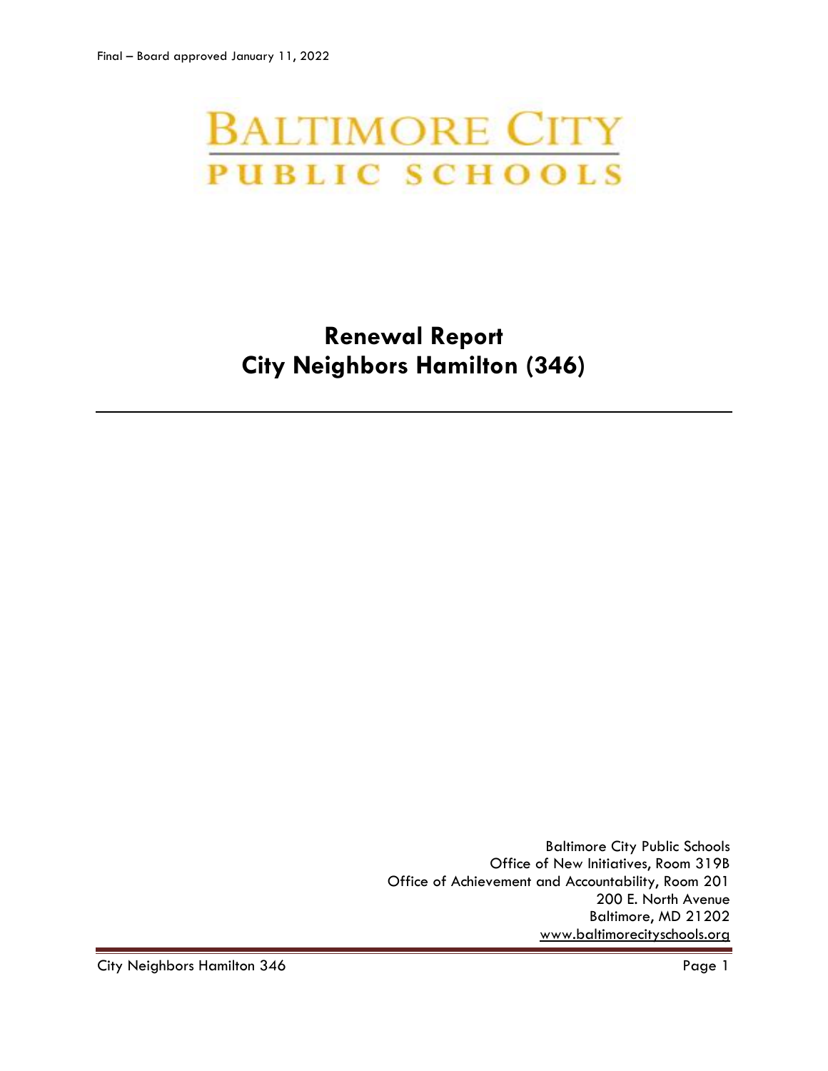Final – Board approved January 11, 2022

BALTIMORE CITY
PUBLIC SCHOOLS

# Renewal Report
# City Neighbors Hamilton (346)

---

Baltimore City Public Schools
Office of New Initiatives, Room 319B
Office of Achievement and Accountability, Room 201
200 E. North Avenue
Baltimore, MD 21202
www.baltimorecityschools.org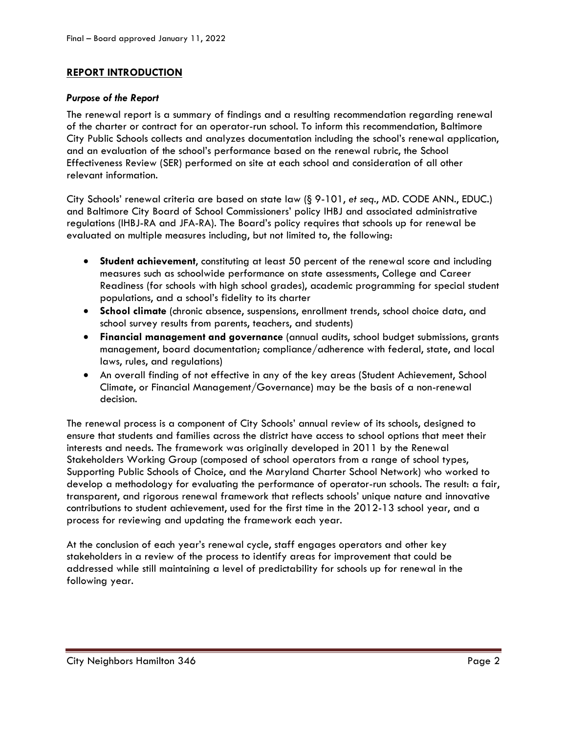## REPORT INTRODUCTION

### *Purpose of the Report*

The renewal report is a summary of findings and a resulting recommendation regarding renewal of the charter or contract for an operator-run school. To inform this recommendation, Baltimore City Public Schools collects and analyzes documentation including the school's renewal application, and an evaluation of the school's performance based on the renewal rubric, the School Effectiveness Review (SER) performed on site at each school and consideration of all other relevant information.

City Schools' renewal criteria are based on state law (§ 9-101, *et seq*., MD. CODE ANN., EDUC.) and Baltimore City Board of School Commissioners' policy IHBJ and associated administrative regulations (IHBJ-RA and JFA-RA). The Board's policy requires that schools up for renewal be evaluated on multiple measures including, but not limited to, the following:

- **Student achievement**, constituting at least 50 percent of the renewal score and including measures such as schoolwide performance on state assessments, College and Career Readiness (for schools with high school grades), academic programming for special student populations, and a school's fidelity to its charter
- **School climate** (chronic absence, suspensions, enrollment trends, school choice data, and school survey results from parents, teachers, and students)
- **Financial management and governance** (annual audits, school budget submissions, grants management, board documentation; compliance/adherence with federal, state, and local laws, rules, and regulations)
- An overall finding of not effective in any of the key areas (Student Achievement, School Climate, or Financial Management/Governance) may be the basis of a non-renewal decision.

The renewal process is a component of City Schools' annual review of its schools, designed to ensure that students and families across the district have access to school options that meet their interests and needs. The framework was originally developed in 2011 by the Renewal Stakeholders Working Group (composed of school operators from a range of school types, Supporting Public Schools of Choice, and the Maryland Charter School Network) who worked to develop a methodology for evaluating the performance of operator-run schools. The result: a fair, transparent, and rigorous renewal framework that reflects schools' unique nature and innovative contributions to student achievement, used for the first time in the 2012-13 school year, and a process for reviewing and updating the framework each year.

At the conclusion of each year's renewal cycle, staff engages operators and other key stakeholders in a review of the process to identify areas for improvement that could be addressed while still maintaining a level of predictability for schools up for renewal in the following year.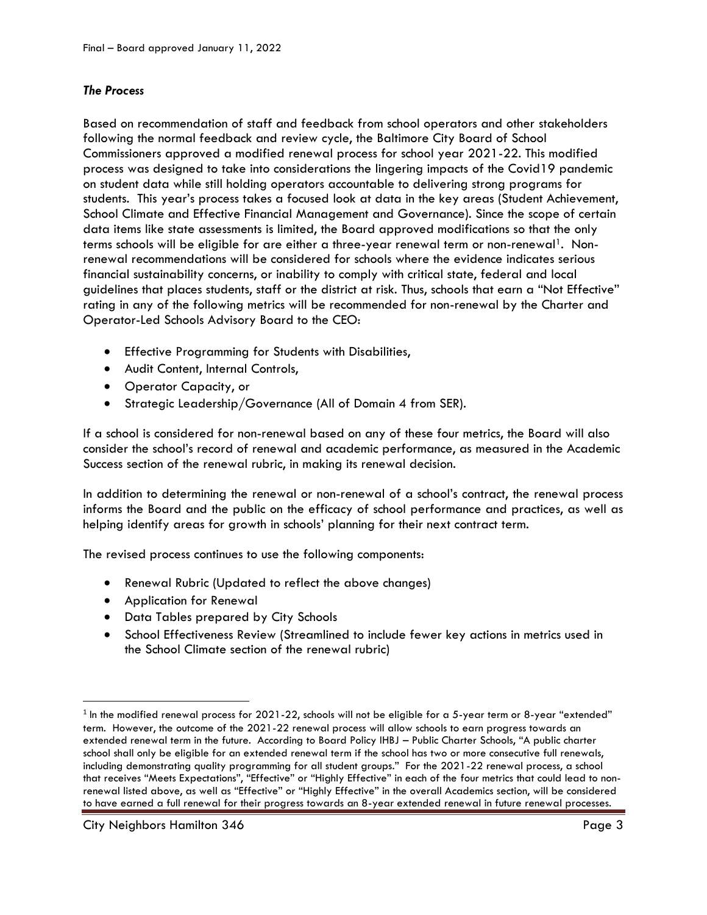### *The Process*

Based on recommendation of staff and feedback from school operators and other stakeholders following the normal feedback and review cycle, the Baltimore City Board of School Commissioners approved a modified renewal process for school year 2021-22. This modified process was designed to take into considerations the lingering impacts of the Covid19 pandemic on student data while still holding operators accountable to delivering strong programs for students. This year's process takes a focused look at data in the key areas (Student Achievement, School Climate and Effective Financial Management and Governance). Since the scope of certain data items like state assessments is limited, the Board approved modifications so that the only terms schools will be eligible for are either a three-year renewal term or non-renewal[1]. Non-renewal recommendations will be considered for schools where the evidence indicates serious financial sustainability concerns, or inability to comply with critical state, federal and local guidelines that places students, staff or the district at risk. Thus, schools that earn a "Not Effective" rating in any of the following metrics will be recommended for non-renewal by the Charter and Operator-Led Schools Advisory Board to the CEO:

- Effective Programming for Students with Disabilities,
- Audit Content, Internal Controls,
- Operator Capacity, or
- Strategic Leadership/Governance (All of Domain 4 from SER).

If a school is considered for non-renewal based on any of these four metrics, the Board will also consider the school's record of renewal and academic performance, as measured in the Academic Success section of the renewal rubric, in making its renewal decision.

In addition to determining the renewal or non-renewal of a school's contract, the renewal process informs the Board and the public on the efficacy of school performance and practices, as well as helping identify areas for growth in schools' planning for their next contract term.

The revised process continues to use the following components:

- Renewal Rubric (Updated to reflect the above changes)
- Application for Renewal
- Data Tables prepared by City Schools
- School Effectiveness Review (Streamlined to include fewer key actions in metrics used in the School Climate section of the renewal rubric)

---

[1] In the modified renewal process for 2021-22, schools will not be eligible for a 5-year term or 8-year "extended" term. However, the outcome of the 2021-22 renewal process will allow schools to earn progress towards an extended renewal term in the future. According to Board Policy IHBJ – Public Charter Schools, "A public charter school shall only be eligible for an extended renewal term if the school has two or more consecutive full renewals, including demonstrating quality programming for all student groups." For the 2021-22 renewal process, a school that receives "Meets Expectations", "Effective" or "Highly Effective" in each of the four metrics that could lead to non-renewal listed above, as well as "Effective" or "Highly Effective" in the overall Academics section, will be considered to have earned a full renewal for their progress towards an 8-year extended renewal in future renewal processes.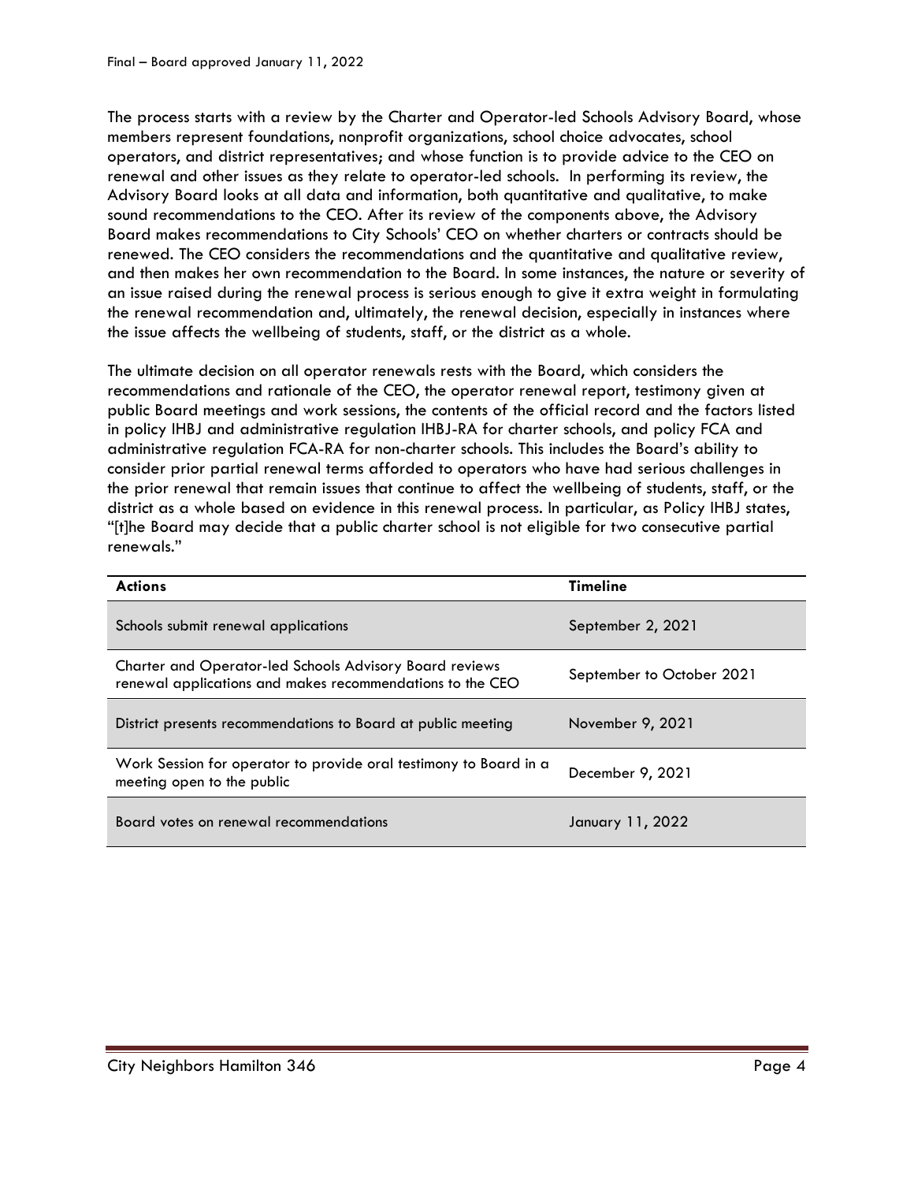The process starts with a review by the Charter and Operator-led Schools Advisory Board, whose members represent foundations, nonprofit organizations, school choice advocates, school operators, and district representatives; and whose function is to provide advice to the CEO on renewal and other issues as they relate to operator-led schools. In performing its review, the Advisory Board looks at all data and information, both quantitative and qualitative, to make sound recommendations to the CEO. After its review of the components above, the Advisory Board makes recommendations to City Schools' CEO on whether charters or contracts should be renewed. The CEO considers the recommendations and the quantitative and qualitative review, and then makes her own recommendation to the Board. In some instances, the nature or severity of an issue raised during the renewal process is serious enough to give it extra weight in formulating the renewal recommendation and, ultimately, the renewal decision, especially in instances where the issue affects the wellbeing of students, staff, or the district as a whole.

The ultimate decision on all operator renewals rests with the Board, which considers the recommendations and rationale of the CEO, the operator renewal report, testimony given at public Board meetings and work sessions, the contents of the official record and the factors listed in policy IHBJ and administrative regulation IHBJ-RA for charter schools, and policy FCA and administrative regulation FCA-RA for non-charter schools. This includes the Board's ability to consider prior partial renewal terms afforded to operators who have had serious challenges in the prior renewal that remain issues that continue to affect the wellbeing of students, staff, or the district as a whole based on evidence in this renewal process. In particular, as Policy IHBJ states, "[t]he Board may decide that a public charter school is not eligible for two consecutive partial renewals."

| Actions | Timeline |
|---|---|
| Schools submit renewal applications | September 2, 2021 |
| Charter and Operator-led Schools Advisory Board reviews renewal applications and makes recommendations to the CEO | September to October 2021 |
| District presents recommendations to Board at public meeting | November 9, 2021 |
| Work Session for operator to provide oral testimony to Board in a meeting open to the public | December 9, 2021 |
| Board votes on renewal recommendations | January 11, 2022 |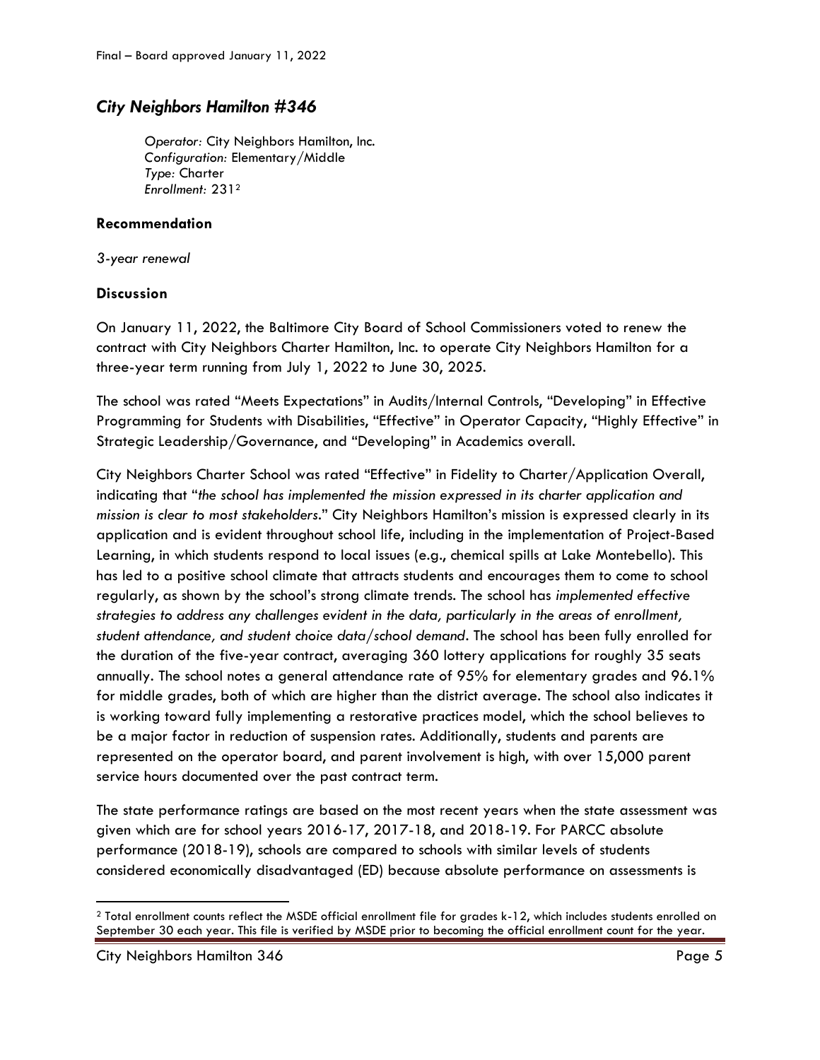## *City Neighbors Hamilton #346*

*Operator:* City Neighbors Hamilton, Inc.
*Configuration:* Elementary/Middle
*Type:* Charter
*Enrollment:* 231[2]

### Recommendation

*3-year renewal*

### Discussion

On January 11, 2022, the Baltimore City Board of School Commissioners voted to renew the contract with City Neighbors Charter Hamilton, Inc. to operate City Neighbors Hamilton for a three-year term running from July 1, 2022 to June 30, 2025.

The school was rated "Meets Expectations" in Audits/Internal Controls, "Developing" in Effective Programming for Students with Disabilities, "Effective" in Operator Capacity, "Highly Effective" in Strategic Leadership/Governance, and "Developing" in Academics overall.

City Neighbors Charter School was rated "Effective" in Fidelity to Charter/Application Overall, indicating that "*the school has implemented the mission expressed in its charter application and mission is clear to most stakeholders*." City Neighbors Hamilton's mission is expressed clearly in its application and is evident throughout school life, including in the implementation of Project-Based Learning, in which students respond to local issues (e.g., chemical spills at Lake Montebello). This has led to a positive school climate that attracts students and encourages them to come to school regularly, as shown by the school's strong climate trends. The school has *implemented effective strategies to address any challenges evident in the data, particularly in the areas of enrollment, student attendance, and student choice data/school demand*. The school has been fully enrolled for the duration of the five-year contract, averaging 360 lottery applications for roughly 35 seats annually. The school notes a general attendance rate of 95% for elementary grades and 96.1% for middle grades, both of which are higher than the district average. The school also indicates it is working toward fully implementing a restorative practices model, which the school believes to be a major factor in reduction of suspension rates. Additionally, students and parents are represented on the operator board, and parent involvement is high, with over 15,000 parent service hours documented over the past contract term.

The state performance ratings are based on the most recent years when the state assessment was given which are for school years 2016-17, 2017-18, and 2018-19. For PARCC absolute performance (2018-19), schools are compared to schools with similar levels of students considered economically disadvantaged (ED) because absolute performance on assessments is

[2] Total enrollment counts reflect the MSDE official enrollment file for grades k-12, which includes students enrolled on September 30 each year. This file is verified by MSDE prior to becoming the official enrollment count for the year.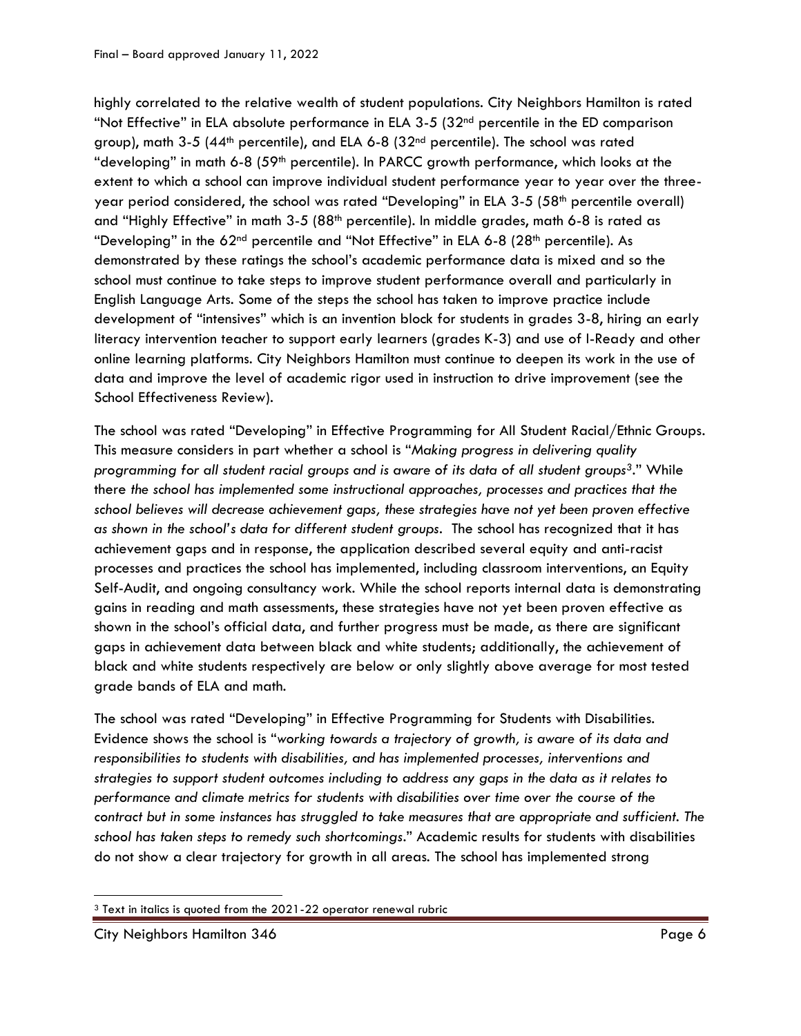highly correlated to the relative wealth of student populations. City Neighbors Hamilton is rated "Not Effective" in ELA absolute performance in ELA 3-5 (32nd percentile in the ED comparison group), math 3-5 (44th percentile), and ELA 6-8 (32nd percentile). The school was rated "developing" in math 6-8 (59th percentile). In PARCC growth performance, which looks at the extent to which a school can improve individual student performance year to year over the three-year period considered, the school was rated "Developing" in ELA 3-5 (58th percentile overall) and "Highly Effective" in math 3-5 (88th percentile). In middle grades, math 6-8 is rated as "Developing" in the 62nd percentile and "Not Effective" in ELA 6-8 (28th percentile). As demonstrated by these ratings the school's academic performance data is mixed and so the school must continue to take steps to improve student performance overall and particularly in English Language Arts. Some of the steps the school has taken to improve practice include development of "intensives" which is an invention block for students in grades 3-8, hiring an early literacy intervention teacher to support early learners (grades K-3) and use of I-Ready and other online learning platforms. City Neighbors Hamilton must continue to deepen its work in the use of data and improve the level of academic rigor used in instruction to drive improvement (see the School Effectiveness Review).

The school was rated "Developing" in Effective Programming for All Student Racial/Ethnic Groups. This measure considers in part whether a school is "*Making progress in delivering quality programming for all student racial groups and is aware of its data of all student groups*[3]." While there *the school has implemented some instructional approaches, processes and practices that the school believes will decrease achievement gaps, these strategies have not yet been proven effective as shown in the school's data for different student groups*. The school has recognized that it has achievement gaps and in response, the application described several equity and anti-racist processes and practices the school has implemented, including classroom interventions, an Equity Self-Audit, and ongoing consultancy work. While the school reports internal data is demonstrating gains in reading and math assessments, these strategies have not yet been proven effective as shown in the school's official data, and further progress must be made, as there are significant gaps in achievement data between black and white students; additionally, the achievement of black and white students respectively are below or only slightly above average for most tested grade bands of ELA and math.

The school was rated "Developing" in Effective Programming for Students with Disabilities. Evidence shows the school is "*working towards a trajectory of growth, is aware of its data and responsibilities to students with disabilities, and has implemented processes, interventions and strategies to support student outcomes including to address any gaps in the data as it relates to performance and climate metrics for students with disabilities over time over the course of the contract but in some instances has struggled to take measures that are appropriate and sufficient. The school has taken steps to remedy such shortcomings*." Academic results for students with disabilities do not show a clear trajectory for growth in all areas. The school has implemented strong

[3] Text in italics is quoted from the 2021-22 operator renewal rubric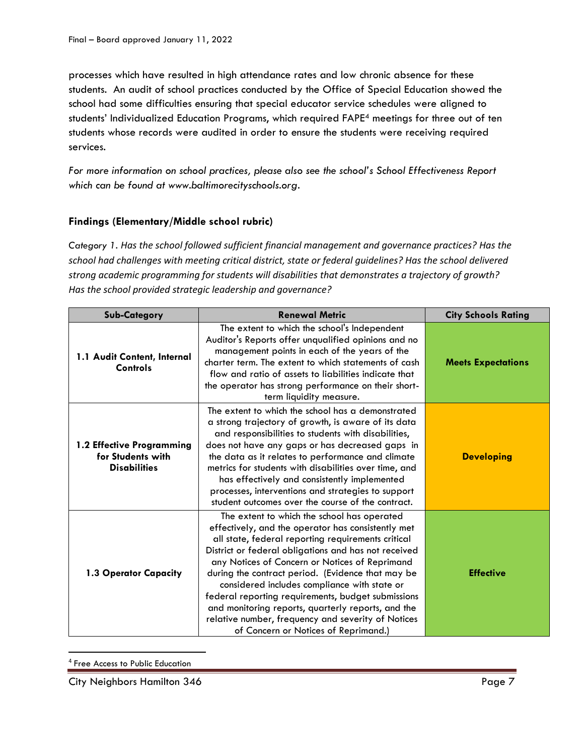processes which have resulted in high attendance rates and low chronic absence for these students. An audit of school practices conducted by the Office of Special Education showed the school had some difficulties ensuring that special educator service schedules were aligned to students' Individualized Education Programs, which required FAPE[4] meetings for three out of ten students whose records were audited in order to ensure the students were receiving required services.

*For more information on school practices, please also see the school's School Effectiveness Report which can be found at www.baltimorecityschools.org.*

### Findings (Elementary/Middle school rubric)

*Category 1. Has the school followed sufficient financial management and governance practices? Has the school had challenges with meeting critical district, state or federal guidelines? Has the school delivered strong academic programming for students will disabilities that demonstrates a trajectory of growth? Has the school provided strategic leadership and governance?*

| Sub-Category | Renewal Metric | City Schools Rating |
|---|---|---|
| **1.1 Audit Content, Internal Controls** | The extent to which the school's Independent Auditor's Reports offer unqualified opinions and no management points in each of the years of the charter term. The extent to which statements of cash flow and ratio of assets to liabilities indicate that the operator has strong performance on their short-term liquidity measure. | **Meets Expectations** |
| **1.2 Effective Programming for Students with Disabilities** | The extent to which the school has a demonstrated a strong trajectory of growth, is aware of its data and responsibilities to students with disabilities, does not have any gaps or has decreased gaps in the data as it relates to performance and climate metrics for students with disabilities over time, and has effectively and consistently implemented processes, interventions and strategies to support student outcomes over the course of the contract. | **Developing** |
| **1.3 Operator Capacity** | The extent to which the school has operated effectively, and the operator has consistently met all state, federal reporting requirements critical District or federal obligations and has not received any Notices of Concern or Notices of Reprimand during the contract period. (Evidence that may be considered includes compliance with state or federal reporting requirements, budget submissions and monitoring reports, quarterly reports, and the relative number, frequency and severity of Notices of Concern or Notices of Reprimand.) | **Effective** |

[4] Free Access to Public Education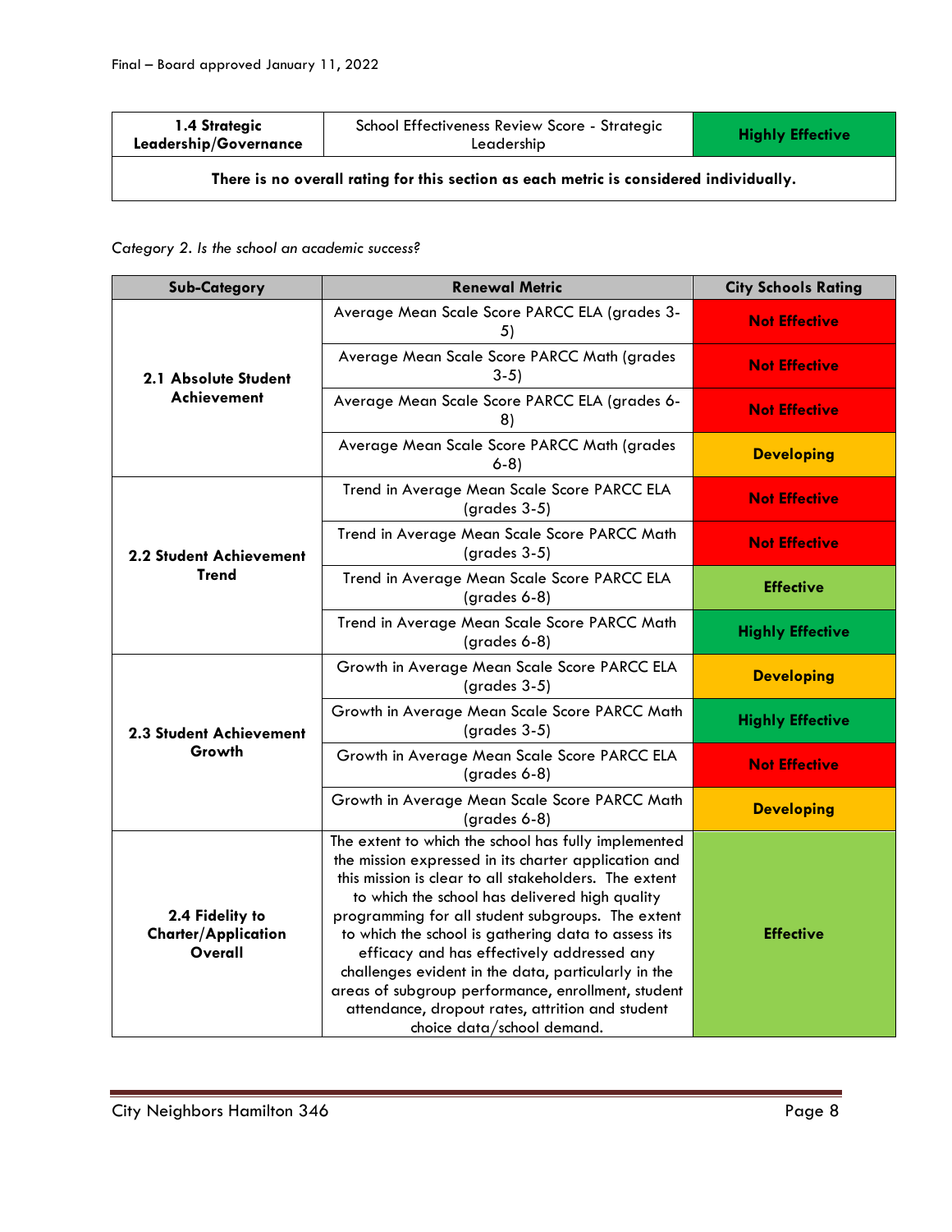| 1.4 Strategic Leadership/Governance | School Effectiveness Review Score - Strategic Leadership | Highly Effective |
|---|---|---|
| There is no overall rating for this section as each metric is considered individually. | | |

*Category 2. Is the school an academic success?*

| Sub-Category | Renewal Metric | City Schools Rating |
|---|---|---|
| 2.1 Absolute Student Achievement | Average Mean Scale Score PARCC ELA (grades 3-5) | Not Effective |
| | Average Mean Scale Score PARCC Math (grades 3-5) | Not Effective |
| | Average Mean Scale Score PARCC ELA (grades 6-8) | Not Effective |
| | Average Mean Scale Score PARCC Math (grades 6-8) | Developing |
| 2.2 Student Achievement Trend | Trend in Average Mean Scale Score PARCC ELA (grades 3-5) | Not Effective |
| | Trend in Average Mean Scale Score PARCC Math (grades 3-5) | Not Effective |
| | Trend in Average Mean Scale Score PARCC ELA (grades 6-8) | Effective |
| | Trend in Average Mean Scale Score PARCC Math (grades 6-8) | Highly Effective |
| 2.3 Student Achievement Growth | Growth in Average Mean Scale Score PARCC ELA (grades 3-5) | Developing |
| | Growth in Average Mean Scale Score PARCC Math (grades 3-5) | Highly Effective |
| | Growth in Average Mean Scale Score PARCC ELA (grades 6-8) | Not Effective |
| | Growth in Average Mean Scale Score PARCC Math (grades 6-8) | Developing |
| 2.4 Fidelity to Charter/Application Overall | The extent to which the school has fully implemented the mission expressed in its charter application and this mission is clear to all stakeholders. The extent to which the school has delivered high quality programming for all student subgroups. The extent to which the school is gathering data to assess its efficacy and has effectively addressed any challenges evident in the data, particularly in the areas of subgroup performance, enrollment, student attendance, dropout rates, attrition and student choice data/school demand. | Effective |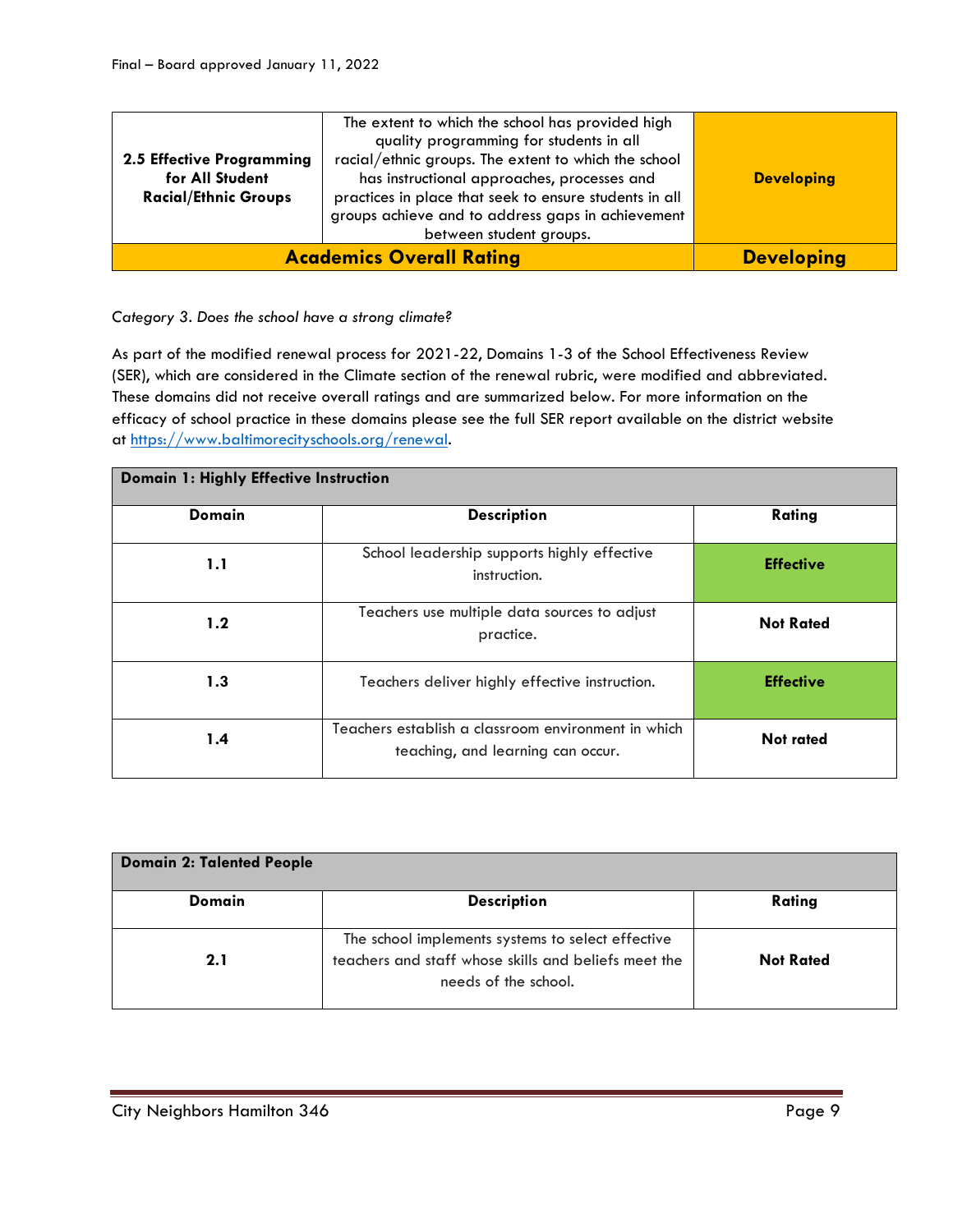| | | |
|---|---|---|
| **2.5 Effective Programming for All Student Racial/Ethnic Groups** | The extent to which the school has provided high quality programming for students in all racial/ethnic groups. The extent to which the school has instructional approaches, processes and practices in place that seek to ensure students in all groups achieve and to address gaps in achievement between student groups. | **Developing** |
| **Academics Overall Rating** | | **Developing** |

*Category 3. Does the school have a strong climate?*

As part of the modified renewal process for 2021-22, Domains 1-3 of the School Effectiveness Review (SER), which are considered in the Climate section of the renewal rubric, were modified and abbreviated. These domains did not receive overall ratings and are summarized below. For more information on the efficacy of school practice in these domains please see the full SER report available on the district website at https://www.baltimorecityschools.org/renewal.

| **Domain 1: Highly Effective Instruction** | | |
|---|---|---|
| **Domain** | **Description** | **Rating** |
| **1.1** | School leadership supports highly effective instruction. | **Effective** |
| **1.2** | Teachers use multiple data sources to adjust practice. | **Not Rated** |
| **1.3** | Teachers deliver highly effective instruction. | **Effective** |
| **1.4** | Teachers establish a classroom environment in which teaching, and learning can occur. | **Not rated** |

| **Domain 2: Talented People** | | |
|---|---|---|
| **Domain** | **Description** | **Rating** |
| **2.1** | The school implements systems to select effective teachers and staff whose skills and beliefs meet the needs of the school. | **Not Rated** |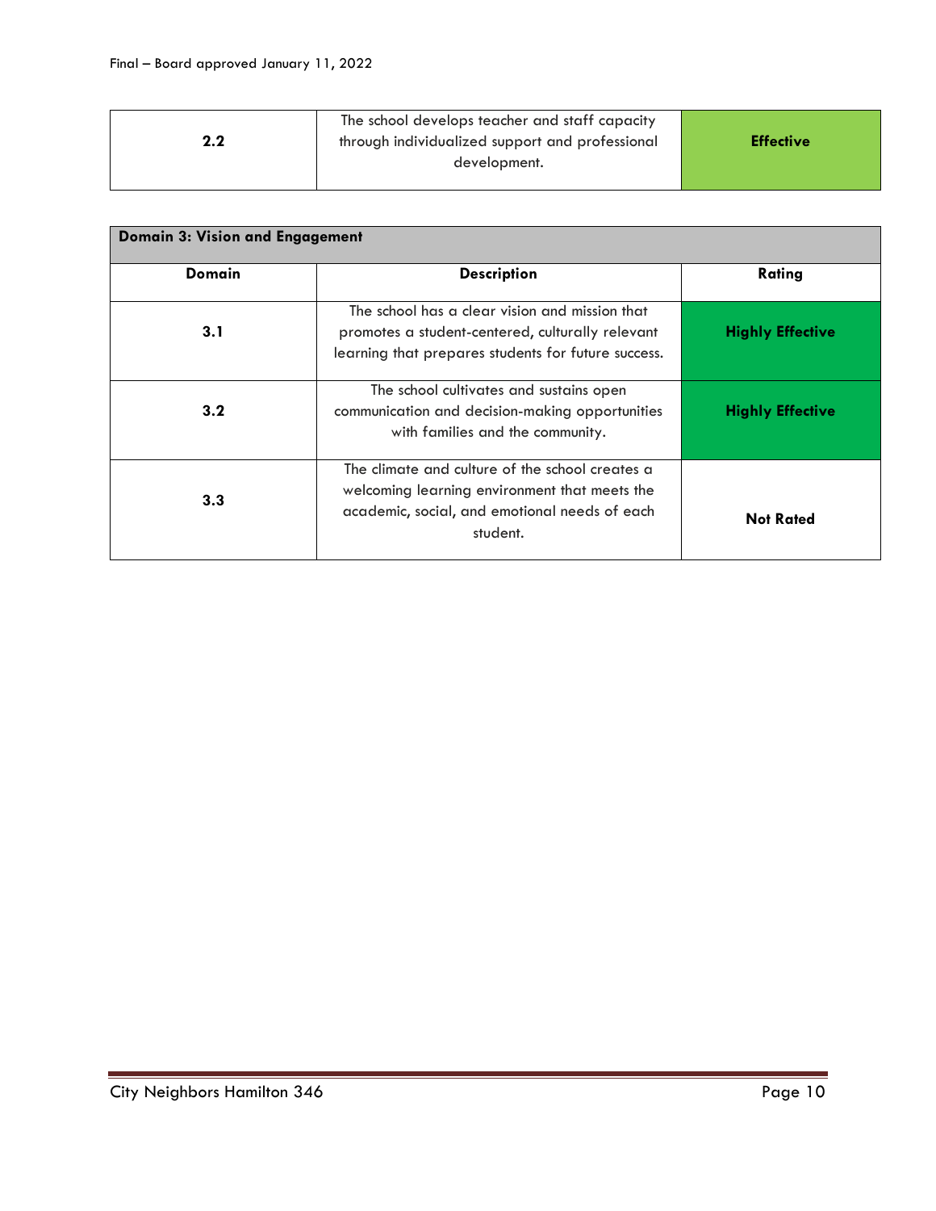| | | |
|---|---|---|
| 2.2 | The school develops teacher and staff capacity through individualized support and professional development. | **Effective** |

| **Domain 3: Vision and Engagement** | | |
|---|---|---|
| **Domain** | **Description** | **Rating** |
| 3.1 | The school has a clear vision and mission that promotes a student-centered, culturally relevant learning that prepares students for future success. | **Highly Effective** |
| 3.2 | The school cultivates and sustains open communication and decision-making opportunities with families and the community. | **Highly Effective** |
| 3.3 | The climate and culture of the school creates a welcoming learning environment that meets the academic, social, and emotional needs of each student. | **Not Rated** |